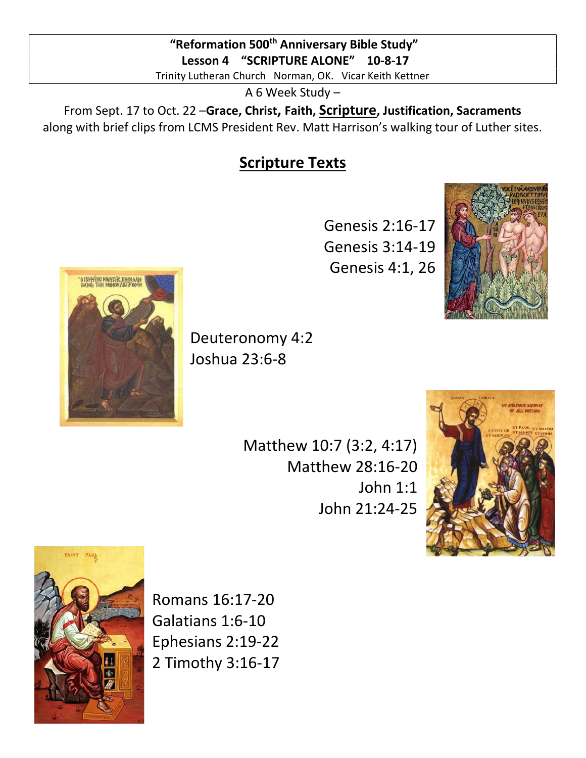**"Reformation 500th Anniversary Bible Study"**
**Lesson 4 "SCRIPTURE ALONE" 10-8-17**
Trinity Lutheran Church Norman, OK. Vicar Keith Kettner

A 6 Week Study –

From Sept. 17 to Oct. 22 –**Grace, Christ, Faith, Scripture, Justification, Sacraments** along with brief clips from LCMS President Rev. Matt Harrison's walking tour of Luther sites.

## Scripture Texts

Genesis 2:16-17
Genesis 3:14-19
Genesis 4:1, 26

Deuteronomy 4:2
Joshua 23:6-8

Matthew 10:7 (3:2, 4:17)
Matthew 28:16-20
John 1:1
John 21:24-25

Romans 16:17-20
Galatians 1:6-10
Ephesians 2:19-22
2 Timothy 3:16-17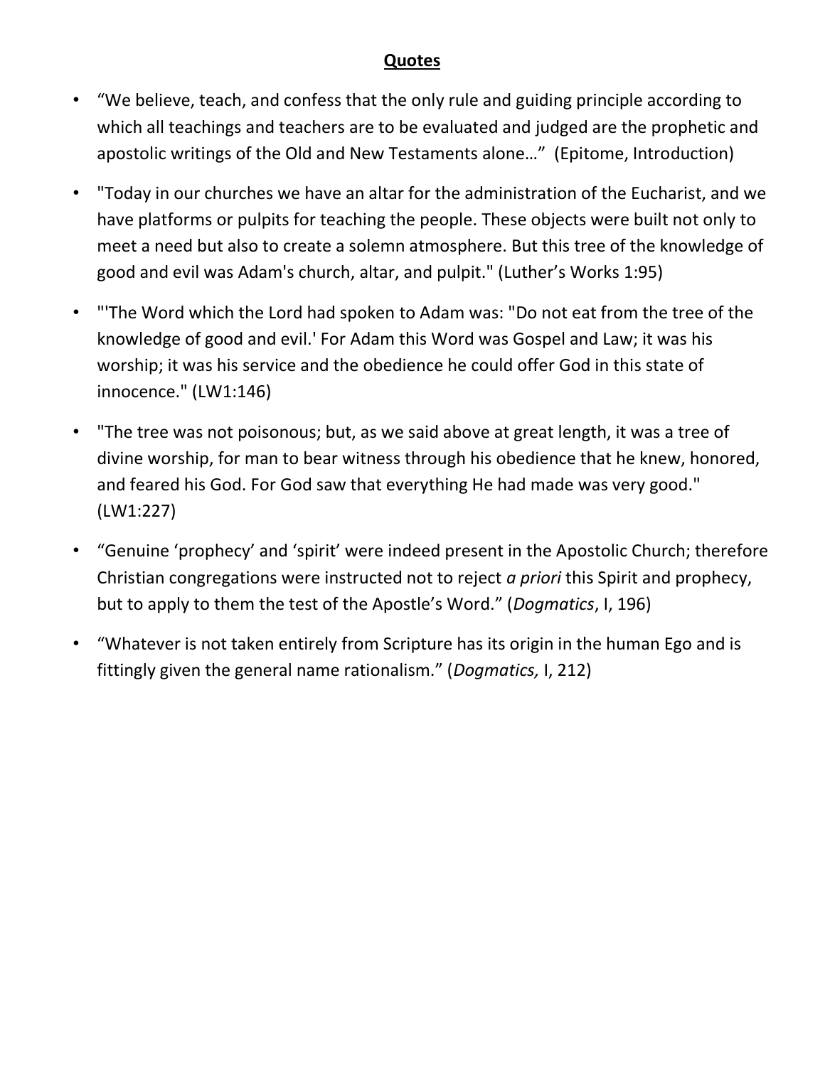**Quotes**

- "We believe, teach, and confess that the only rule and guiding principle according to which all teachings and teachers are to be evaluated and judged are the prophetic and apostolic writings of the Old and New Testaments alone…" (Epitome, Introduction)
- "Today in our churches we have an altar for the administration of the Eucharist, and we have platforms or pulpits for teaching the people. These objects were built not only to meet a need but also to create a solemn atmosphere. But this tree of the knowledge of good and evil was Adam's church, altar, and pulpit." (Luther's Works 1:95)
- "'The Word which the Lord had spoken to Adam was: "Do not eat from the tree of the knowledge of good and evil.' For Adam this Word was Gospel and Law; it was his worship; it was his service and the obedience he could offer God in this state of innocence." (LW1:146)
- "The tree was not poisonous; but, as we said above at great length, it was a tree of divine worship, for man to bear witness through his obedience that he knew, honored, and feared his God. For God saw that everything He had made was very good." (LW1:227)
- "Genuine 'prophecy' and 'spirit' were indeed present in the Apostolic Church; therefore Christian congregations were instructed not to reject *a priori* this Spirit and prophecy, but to apply to them the test of the Apostle's Word." (*Dogmatics*, I, 196)
- "Whatever is not taken entirely from Scripture has its origin in the human Ego and is fittingly given the general name rationalism." (*Dogmatics,* I, 212)